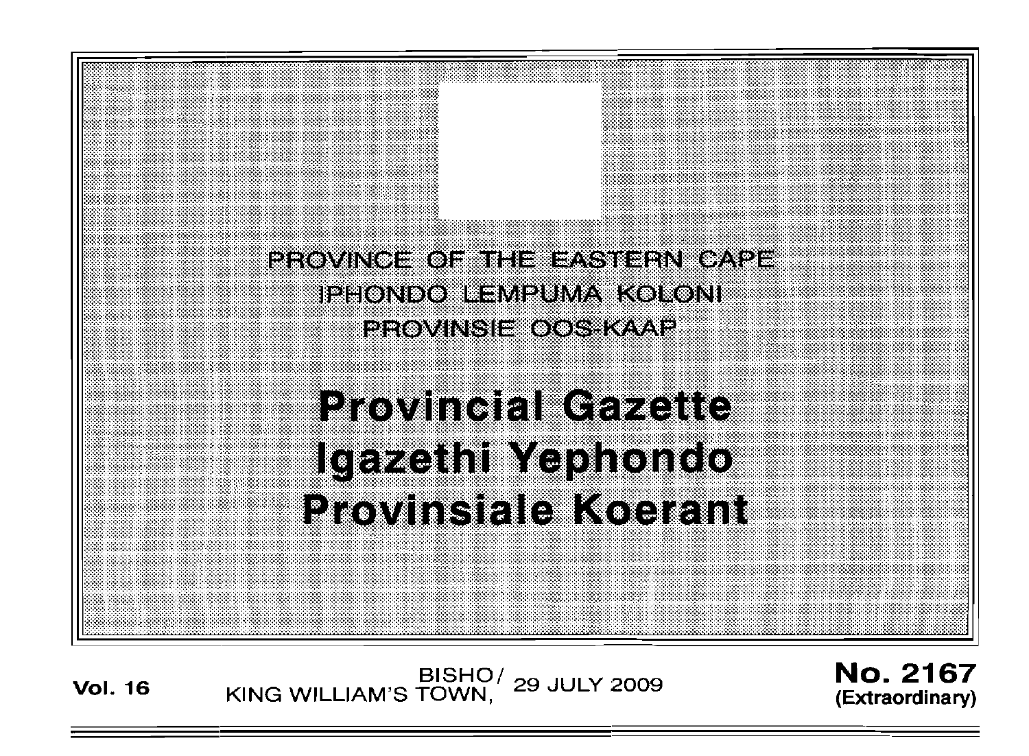PROVINCE OF THE EASTERN CAPE

IPHONDO LEMPUMA KOLONI

PROVINSIE OOS-KAAP

# Provincial Gazette

# Igazethi Yephondo

# Provinsiale Koerant

**Vol. 16** BISHO/KING WILLIAM'S TOWN, 29 JULY 2009 **No. 2167 (Extraordinary)**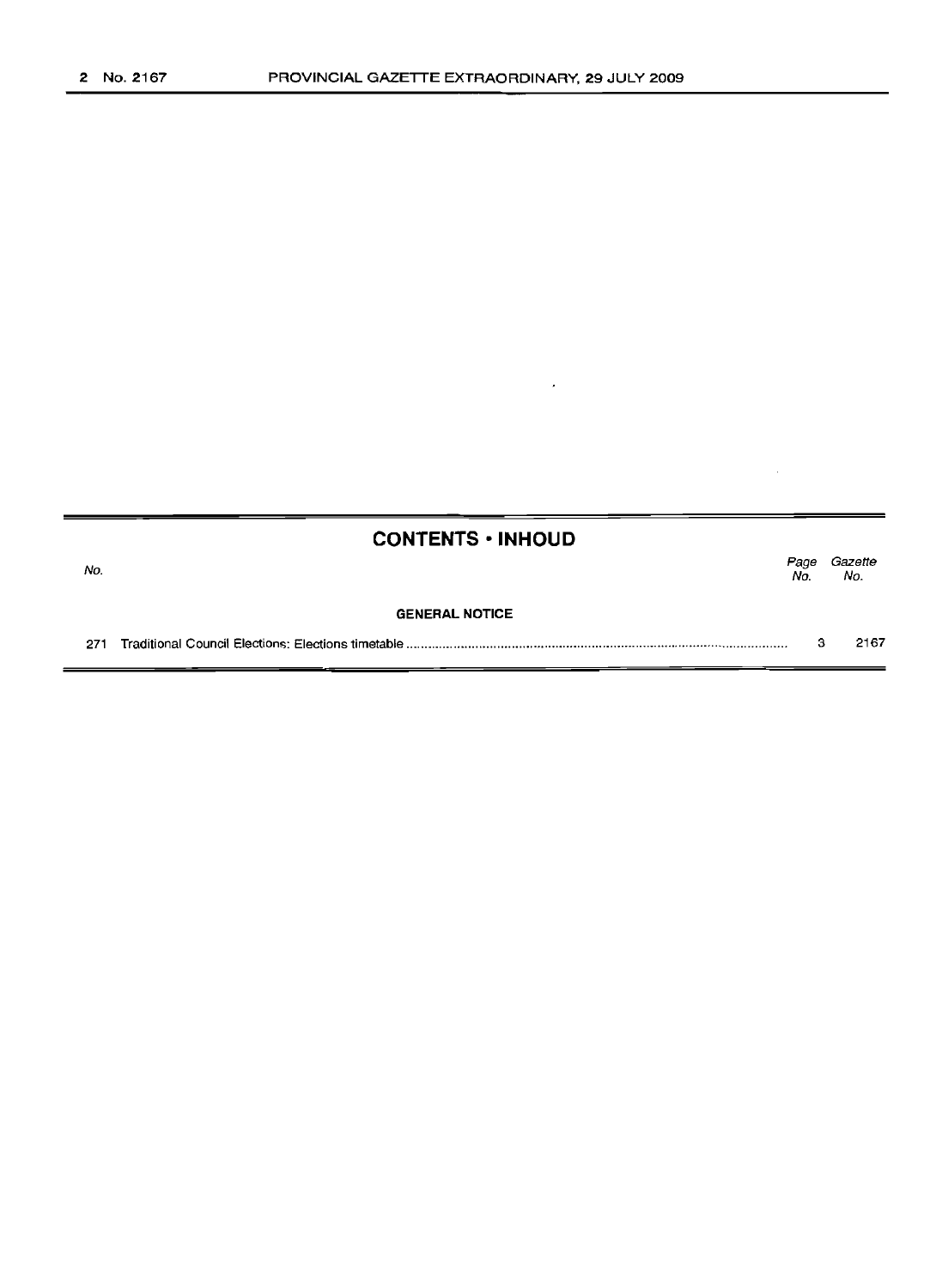## CONTENTS • INHOUD

| No. | | Page No. | Gazette No. |
|---|---|---|---|
| | **GENERAL NOTICE** | | |
| 271 | Traditional Council Elections: Elections timetable | 3 | 2167 |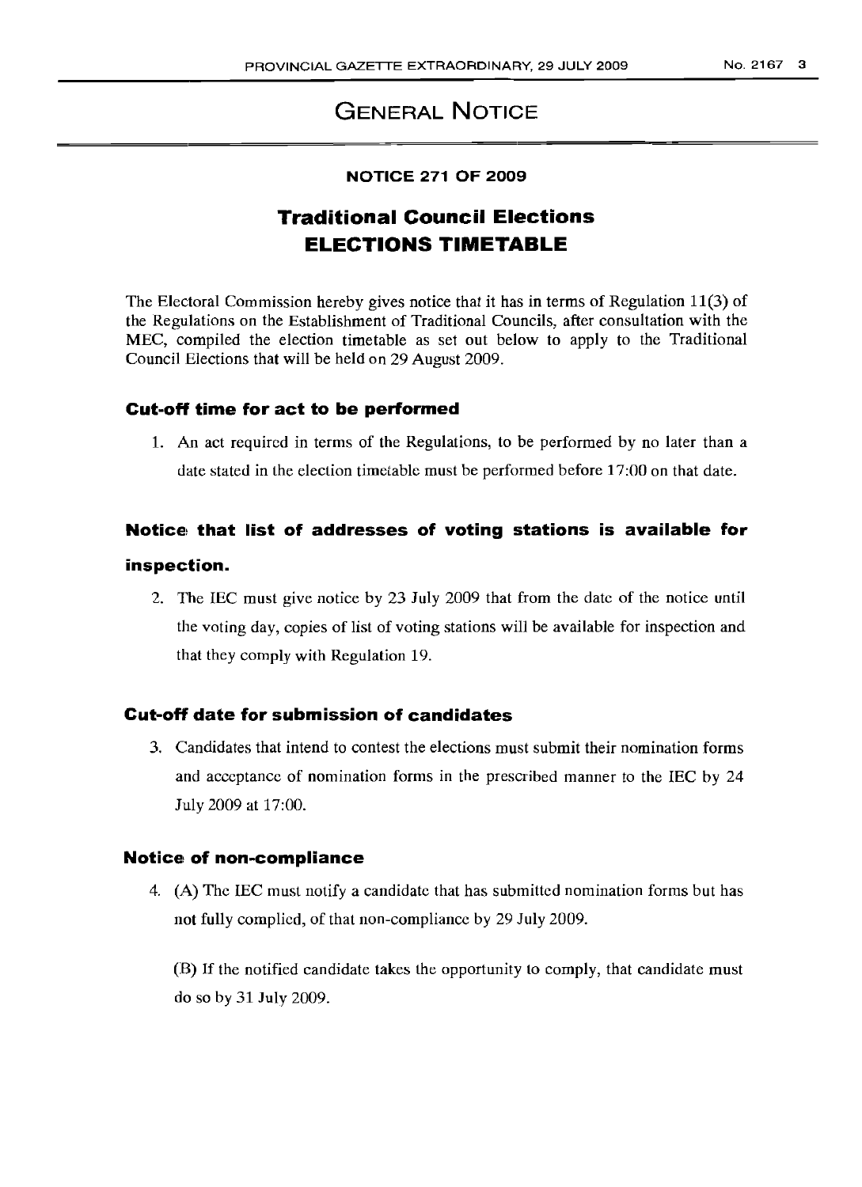# GENERAL NOTICE

**NOTICE 271 OF 2009**

## Traditional Council Elections
## ELECTIONS TIMETABLE

The Electoral Commission hereby gives notice that it has in terms of Regulation 11(3) of the Regulations on the Establishment of Traditional Councils, after consultation with the MEC, compiled the election timetable as set out below to apply to the Traditional Council Elections that will be held on 29 August 2009.

### Cut-off time for act to be performed

1. An act required in terms of the Regulations, to be performed by no later than a date stated in the election timetable must be performed before 17:00 on that date.

### Notice that list of addresses of voting stations is available for inspection.

2. The IEC must give notice by 23 July 2009 that from the date of the notice until the voting day, copies of list of voting stations will be available for inspection and that they comply with Regulation 19.

### Cut-off date for submission of candidates

3. Candidates that intend to contest the elections must submit their nomination forms and acceptance of nomination forms in the prescribed manner to the IEC by 24 July 2009 at 17:00.

### Notice of non-compliance

4. (A) The IEC must notify a candidate that has submitted nomination forms but has not fully complied, of that non-compliance by 29 July 2009.

   (B) If the notified candidate takes the opportunity to comply, that candidate must do so by 31 July 2009.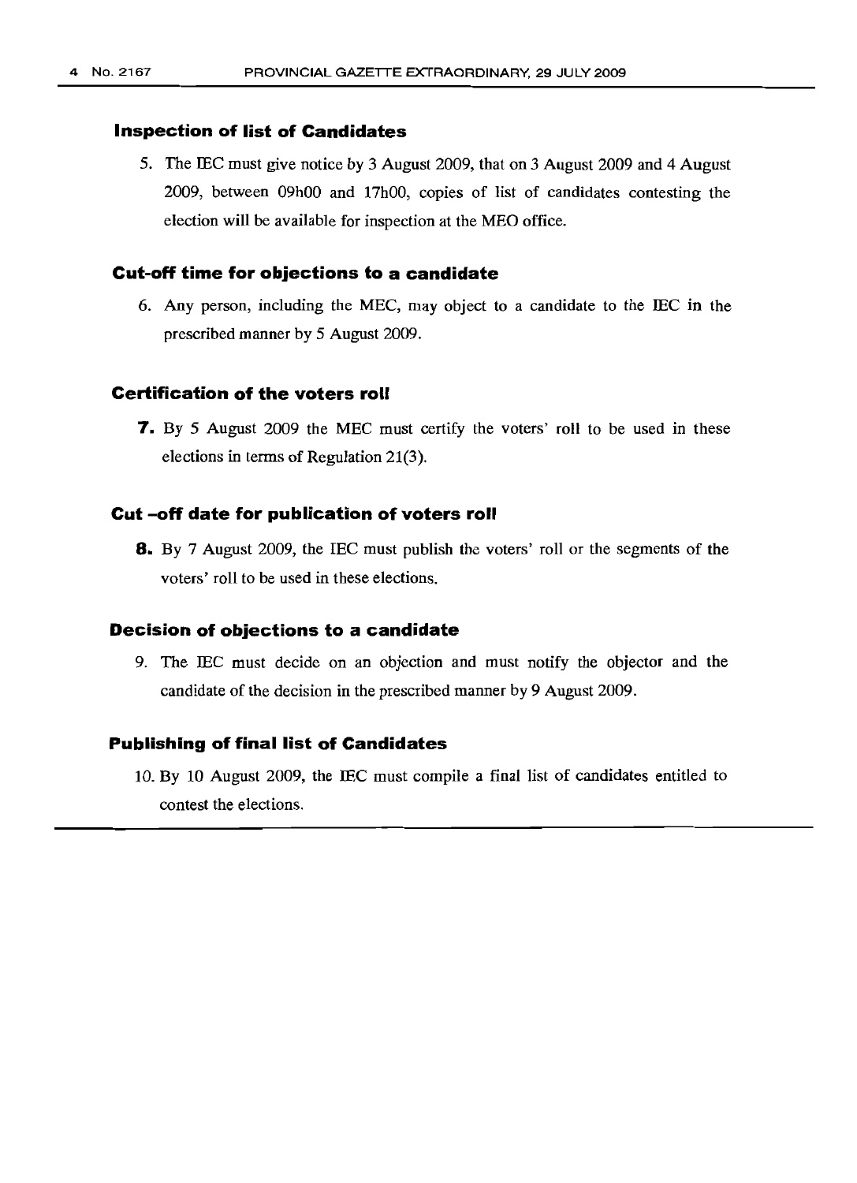### Inspection of list of Candidates

5. The IEC must give notice by 3 August 2009, that on 3 August 2009 and 4 August 2009, between 09h00 and 17h00, copies of list of candidates contesting the election will be available for inspection at the MEO office.

### Cut-off time for objections to a candidate

6. Any person, including the MEC, may object to a candidate to the IEC in the prescribed manner by 5 August 2009.

### Certification of the voters roll

7. By 5 August 2009 the MEC must certify the voters' roll to be used in these elections in terms of Regulation 21(3).

### Cut -off date for publication of voters roll

8. By 7 August 2009, the IEC must publish the voters' roll or the segments of the voters' roll to be used in these elections.

### Decision of objections to a candidate

9. The IEC must decide on an objection and must notify the objector and the candidate of the decision in the prescribed manner by 9 August 2009.

### Publishing of final list of Candidates

10. By 10 August 2009, the IEC must compile a final list of candidates entitled to contest the elections.